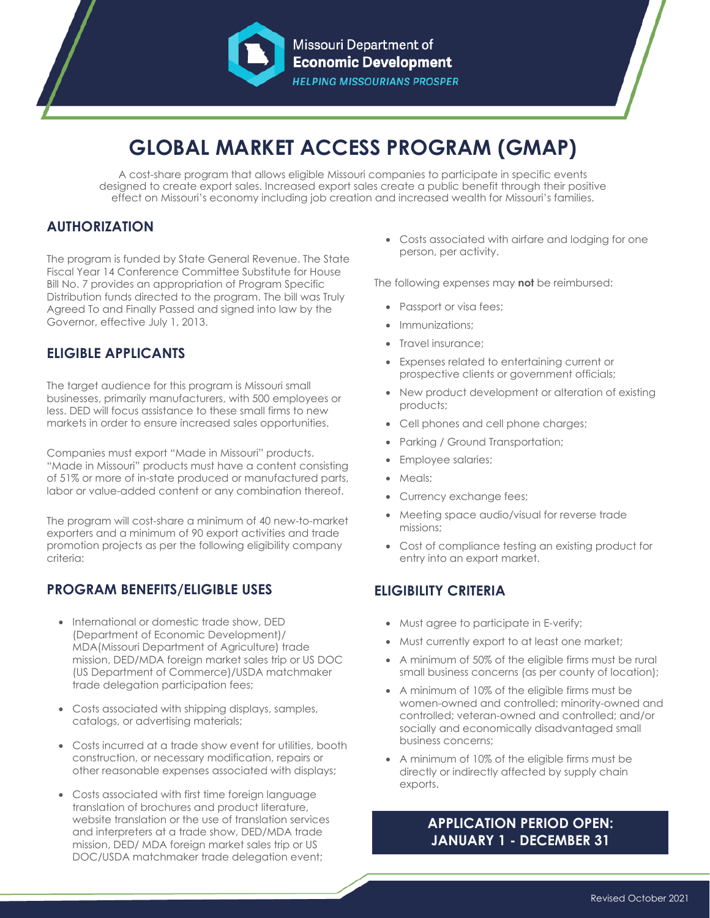Missouri Department of **Economic Development**

*HELPING MISSOURIANS PROSPER*

# GLOBAL MARKET ACCESS PROGRAM (GMAP)

A cost-share program that allows eligible Missouri companies to participate in specific events designed to create export sales. Increased export sales create a public benefit through their positive effect on Missouri's economy including job creation and increased wealth for Missouri's families.

## AUTHORIZATION

The program is funded by State General Revenue. The State Fiscal Year 14 Conference Committee Substitute for House Bill No. 7 provides an appropriation of Program Specific Distribution funds directed to the program. The bill was Truly Agreed To and Finally Passed and signed into law by the Governor, effective July 1, 2013.

## ELIGIBLE APPLICANTS

The target audience for this program is Missouri small businesses, primarily manufacturers, with 500 employees or less. DED will focus assistance to these small firms to new markets in order to ensure increased sales opportunities.

Companies must export "Made in Missouri" products. "Made in Missouri" products must have a content consisting of 51% or more of in-state produced or manufactured parts, labor or value-added content or any combination thereof.

The program will cost-share a minimum of 40 new-to-market exporters and a minimum of 90 export activities and trade promotion projects as per the following eligibility company criteria:

## PROGRAM BENEFITS/ELIGIBLE USES

- International or domestic trade show, DED (Department of Economic Development)/ MDA(Missouri Department of Agriculture) trade mission, DED/MDA foreign market sales trip or US DOC (US Department of Commerce)/USDA matchmaker trade delegation participation fees;
- Costs associated with shipping displays, samples, catalogs, or advertising materials;
- Costs incurred at a trade show event for utilities, booth construction, or necessary modification, repairs or other reasonable expenses associated with displays;
- Costs associated with first time foreign language translation of brochures and product literature, website translation or the use of translation services and interpreters at a trade show, DED/MDA trade mission, DED/ MDA foreign market sales trip or US DOC/USDA matchmaker trade delegation event;
- Costs associated with airfare and lodging for one person, per activity.

The following expenses may **not** be reimbursed:

- Passport or visa fees;
- Immunizations;
- Travel insurance;
- Expenses related to entertaining current or prospective clients or government officials;
- New product development or alteration of existing products;
- Cell phones and cell phone charges;
- Parking / Ground Transportation;
- Employee salaries;
- Meals;
- Currency exchange fees;
- Meeting space audio/visual for reverse trade missions;
- Cost of compliance testing an existing product for entry into an export market.

## ELIGIBILITY CRITERIA

- Must agree to participate in E-verify;
- Must currently export to at least one market;
- A minimum of 50% of the eligible firms must be rural small business concerns (as per county of location);
- A minimum of 10% of the eligible firms must be women-owned and controlled; minority-owned and controlled; veteran-owned and controlled; and/or socially and economically disadvantaged small business concerns;
- A minimum of 10% of the eligible firms must be directly or indirectly affected by supply chain exports.

**APPLICATION PERIOD OPEN: JANUARY 1 - DECEMBER 31**

Revised October 2021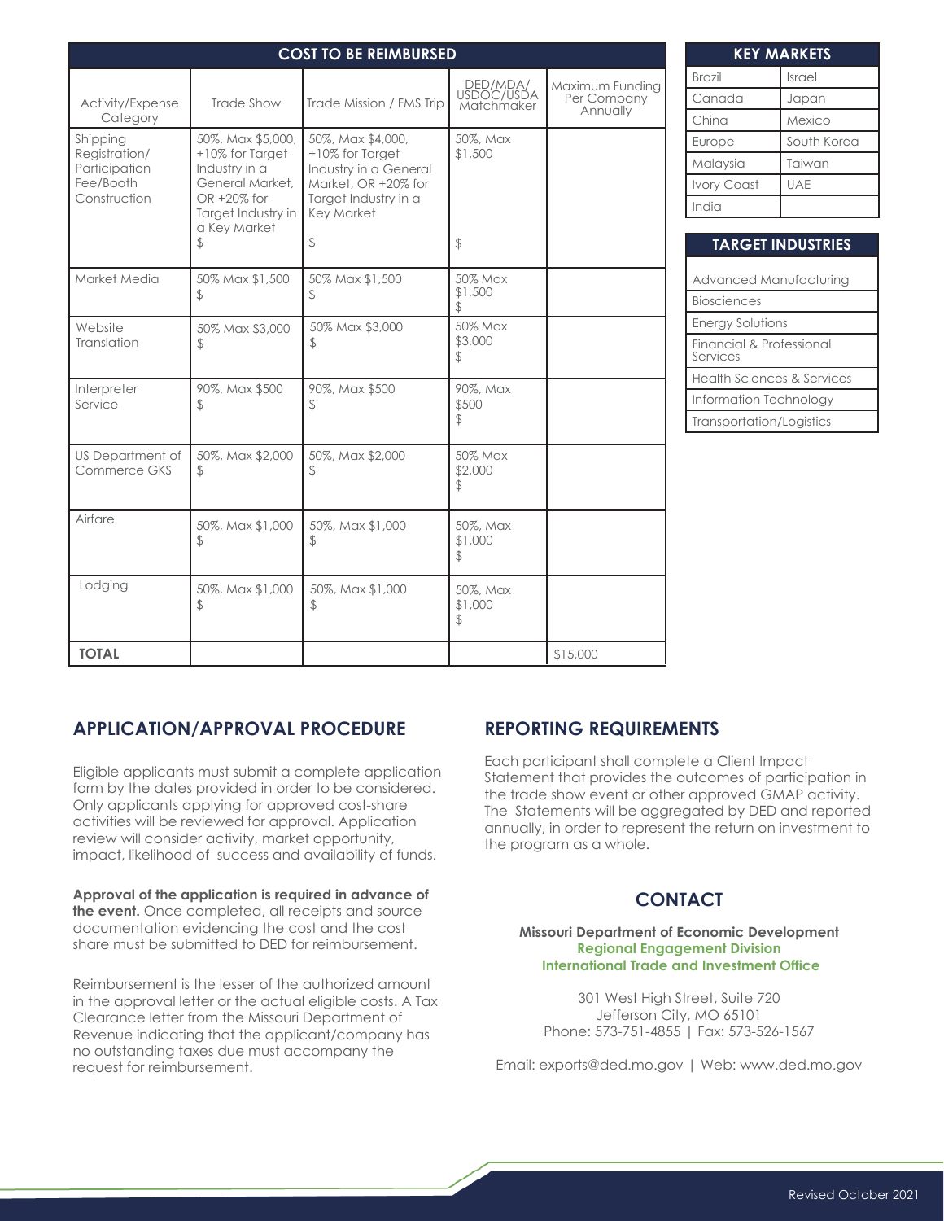| COST TO BE REIMBURSED | | | | |
|---|---|---|---|---|
| Activity/Expense Category | Trade Show | Trade Mission / FMS Trip | DED/MDA/ USDOC/USDA Matchmaker | Maximum Funding Per Company Annually |
| Shipping Registration/ Participation Fee/Booth Construction | 50%, Max $5,000, +10% for Target Industry in a General Market, OR +20% for Target Industry in a Key Market $ | 50%, Max $4,000, +10% for Target Industry in a General Market, OR +20% for Target Industry in a Key Market $ | 50%, Max $1,500 $ | |
| Market Media | 50% Max $1,500 $ | 50% Max $1,500 $ | 50% Max $1,500 $ | |
| Website Translation | 50% Max $3,000 $ | 50% Max $3,000 $ | 50% Max $3,000 $ | |
| Interpreter Service | 90%, Max $500 $ | 90%, Max $500 $ | 90%, Max $500 $ | |
| US Department of Commerce GKS | 50%, Max $2,000 $ | 50%, Max $2,000 $ | 50% Max $2,000 $ | |
| Airfare | 50%, Max $1,000 $ | 50%, Max $1,000 $ | 50%, Max $1,000 $ | |
| Lodging | 50%, Max $1,000 $ | 50%, Max $1,000 $ | 50%, Max $1,000 $ | |
| **TOTAL** | | | | $15,000 |

| KEY MARKETS | |
|---|---|
| Brazil | Israel |
| Canada | Japan |
| China | Mexico |
| Europe | South Korea |
| Malaysia | Taiwan |
| Ivory Coast | UAE |
| India | |

| TARGET INDUSTRIES |
|---|
| Advanced Manufacturing |
| Biosciences |
| Energy Solutions |
| Financial & Professional Services |
| Health Sciences & Services |
| Information Technology |
| Transportation/Logistics |

## APPLICATION/APPROVAL PROCEDURE

Eligible applicants must submit a complete application form by the dates provided in order to be considered. Only applicants applying for approved cost-share activities will be reviewed for approval. Application review will consider activity, market opportunity, impact, likelihood of success and availability of funds.

**Approval of the application is required in advance of the event.** Once completed, all receipts and source documentation evidencing the cost and the cost share must be submitted to DED for reimbursement.

Reimbursement is the lesser of the authorized amount in the approval letter or the actual eligible costs. A Tax Clearance letter from the Missouri Department of Revenue indicating that the applicant/company has no outstanding taxes due must accompany the request for reimbursement.

## REPORTING REQUIREMENTS

Each participant shall complete a Client Impact Statement that provides the outcomes of participation in the trade show event or other approved GMAP activity. The Statements will be aggregated by DED and reported annually, in order to represent the return on investment to the program as a whole.

## CONTACT

**Missouri Department of Economic Development**
**Regional Engagement Division**
**International Trade and Investment Office**

301 West High Street, Suite 720
Jefferson City, MO 65101
Phone: 573-751-4855 | Fax: 573-526-1567

Email: exports@ded.mo.gov | Web: www.ded.mo.gov

Revised October 2021